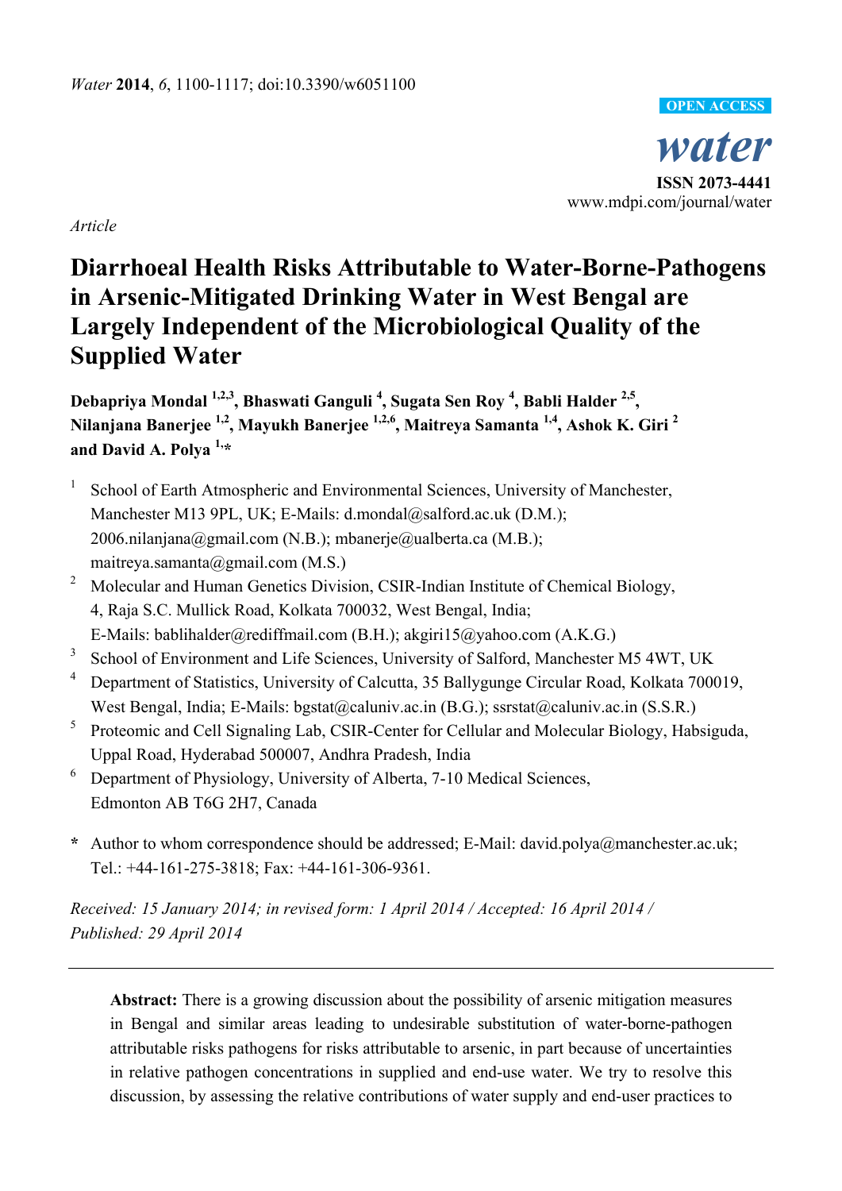*Article*

# Diarrhoeal Health Risks Attributable to Water-Borne-Pathogens in Arsenic-Mitigated Drinking Water in West Bengal are Largely Independent of the Microbiological Quality of the Supplied Water

**Debapriya Mondal [1,2,3], Bhaswati Ganguli [4], Sugata Sen Roy [4], Babli Halder [2,5], Nilanjana Banerjee [1,2], Mayukh Banerjee [1,2,6], Maitreya Samanta [1,4], Ashok K. Giri [2] and David A. Polya [1,*]**

1. School of Earth Atmospheric and Environmental Sciences, University of Manchester, Manchester M13 9PL, UK; E-Mails: d.mondal@salford.ac.uk (D.M.); 2006.nilanjana@gmail.com (N.B.); mbanerje@ualberta.ca (M.B.); maitreya.samanta@gmail.com (M.S.)
2. Molecular and Human Genetics Division, CSIR-Indian Institute of Chemical Biology, 4, Raja S.C. Mullick Road, Kolkata 700032, West Bengal, India; E-Mails: bablihalder@rediffmail.com (B.H.); akgiri15@yahoo.com (A.K.G.)
3. School of Environment and Life Sciences, University of Salford, Manchester M5 4WT, UK
4. Department of Statistics, University of Calcutta, 35 Ballygunge Circular Road, Kolkata 700019, West Bengal, India; E-Mails: bgstat@caluniv.ac.in (B.G.); ssrstat@caluniv.ac.in (S.S.R.)
5. Proteomic and Cell Signaling Lab, CSIR-Center for Cellular and Molecular Biology, Habsiguda, Uppal Road, Hyderabad 500007, Andhra Pradesh, India
6. Department of Physiology, University of Alberta, 7-10 Medical Sciences, Edmonton AB T6G 2H7, Canada

\* Author to whom correspondence should be addressed; E-Mail: david.polya@manchester.ac.uk; Tel.: +44-161-275-3818; Fax: +44-161-306-9361.

*Received: 15 January 2014; in revised form: 1 April 2014 / Accepted: 16 April 2014 / Published: 29 April 2014*

---

**Abstract:** There is a growing discussion about the possibility of arsenic mitigation measures in Bengal and similar areas leading to undesirable substitution of water-borne-pathogen attributable risks pathogens for risks attributable to arsenic, in part because of uncertainties in relative pathogen concentrations in supplied and end-use water. We try to resolve this discussion, by assessing the relative contributions of water supply and end-user practices to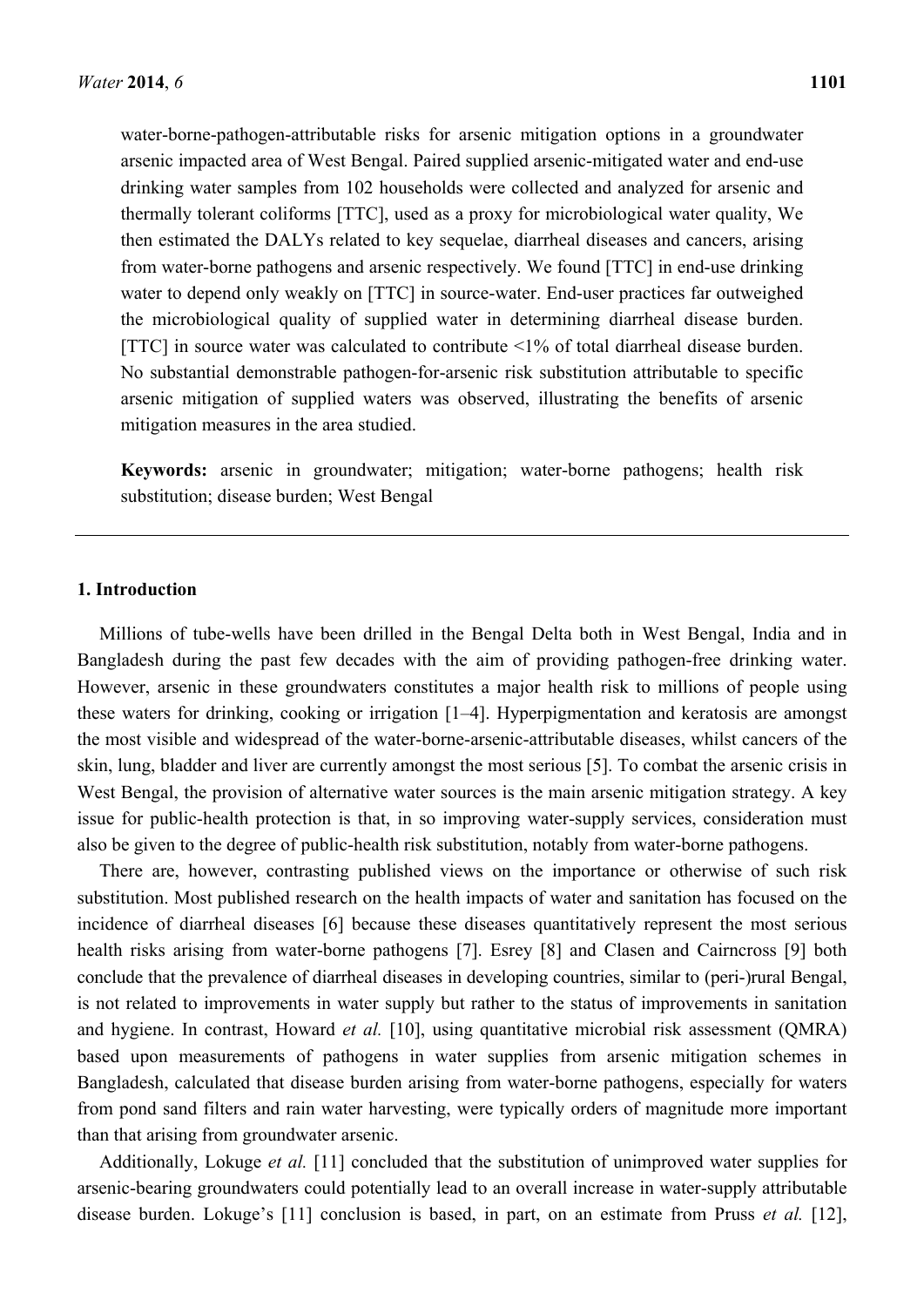water-borne-pathogen-attributable risks for arsenic mitigation options in a groundwater arsenic impacted area of West Bengal. Paired supplied arsenic-mitigated water and end-use drinking water samples from 102 households were collected and analyzed for arsenic and thermally tolerant coliforms [TTC], used as a proxy for microbiological water quality, We then estimated the DALYs related to key sequelae, diarrheal diseases and cancers, arising from water-borne pathogens and arsenic respectively. We found [TTC] in end-use drinking water to depend only weakly on [TTC] in source-water. End-user practices far outweighed the microbiological quality of supplied water in determining diarrheal disease burden. [TTC] in source water was calculated to contribute <1% of total diarrheal disease burden. No substantial demonstrable pathogen-for-arsenic risk substitution attributable to specific arsenic mitigation of supplied waters was observed, illustrating the benefits of arsenic mitigation measures in the area studied.

**Keywords:** arsenic in groundwater; mitigation; water-borne pathogens; health risk substitution; disease burden; West Bengal

## 1. Introduction

Millions of tube-wells have been drilled in the Bengal Delta both in West Bengal, India and in Bangladesh during the past few decades with the aim of providing pathogen-free drinking water. However, arsenic in these groundwaters constitutes a major health risk to millions of people using these waters for drinking, cooking or irrigation [1–4]. Hyperpigmentation and keratosis are amongst the most visible and widespread of the water-borne-arsenic-attributable diseases, whilst cancers of the skin, lung, bladder and liver are currently amongst the most serious [5]. To combat the arsenic crisis in West Bengal, the provision of alternative water sources is the main arsenic mitigation strategy. A key issue for public-health protection is that, in so improving water-supply services, consideration must also be given to the degree of public-health risk substitution, notably from water-borne pathogens.

There are, however, contrasting published views on the importance or otherwise of such risk substitution. Most published research on the health impacts of water and sanitation has focused on the incidence of diarrheal diseases [6] because these diseases quantitatively represent the most serious health risks arising from water-borne pathogens [7]. Esrey [8] and Clasen and Cairncross [9] both conclude that the prevalence of diarrheal diseases in developing countries, similar to (peri-)rural Bengal, is not related to improvements in water supply but rather to the status of improvements in sanitation and hygiene. In contrast, Howard *et al.* [10], using quantitative microbial risk assessment (QMRA) based upon measurements of pathogens in water supplies from arsenic mitigation schemes in Bangladesh, calculated that disease burden arising from water-borne pathogens, especially for waters from pond sand filters and rain water harvesting, were typically orders of magnitude more important than that arising from groundwater arsenic.

Additionally, Lokuge *et al.* [11] concluded that the substitution of unimproved water supplies for arsenic-bearing groundwaters could potentially lead to an overall increase in water-supply attributable disease burden. Lokuge's [11] conclusion is based, in part, on an estimate from Pruss *et al.* [12],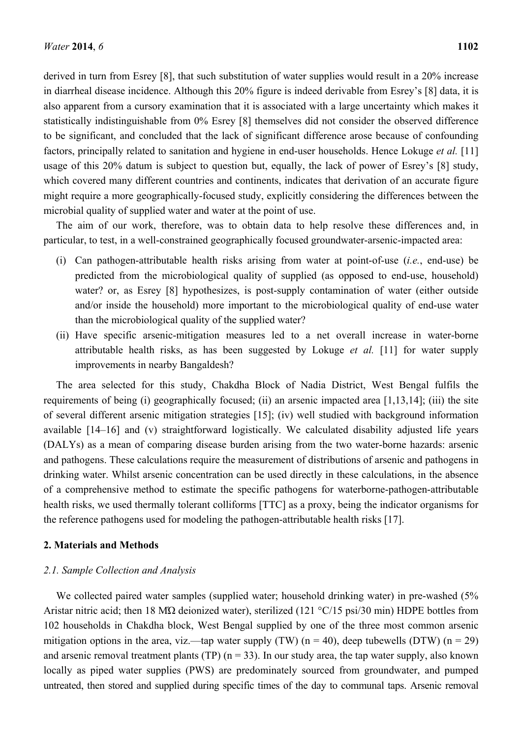derived in turn from Esrey [8], that such substitution of water supplies would result in a 20% increase in diarrheal disease incidence. Although this 20% figure is indeed derivable from Esrey's [8] data, it is also apparent from a cursory examination that it is associated with a large uncertainty which makes it statistically indistinguishable from 0% Esrey [8] themselves did not consider the observed difference to be significant, and concluded that the lack of significant difference arose because of confounding factors, principally related to sanitation and hygiene in end-user households. Hence Lokuge *et al.* [11] usage of this 20% datum is subject to question but, equally, the lack of power of Esrey's [8] study, which covered many different countries and continents, indicates that derivation of an accurate figure might require a more geographically-focused study, explicitly considering the differences between the microbial quality of supplied water and water at the point of use.

The aim of our work, therefore, was to obtain data to help resolve these differences and, in particular, to test, in a well-constrained geographically focused groundwater-arsenic-impacted area:

(i) Can pathogen-attributable health risks arising from water at point-of-use (*i.e.*, end-use) be predicted from the microbiological quality of supplied (as opposed to end-use, household) water? or, as Esrey [8] hypothesizes, is post-supply contamination of water (either outside and/or inside the household) more important to the microbiological quality of end-use water than the microbiological quality of the supplied water?

(ii) Have specific arsenic-mitigation measures led to a net overall increase in water-borne attributable health risks, as has been suggested by Lokuge *et al.* [11] for water supply improvements in nearby Bangladesh?

The area selected for this study, Chakdha Block of Nadia District, West Bengal fulfils the requirements of being (i) geographically focused; (ii) an arsenic impacted area [1,13,14]; (iii) the site of several different arsenic mitigation strategies [15]; (iv) well studied with background information available [14–16] and (v) straightforward logistically. We calculated disability adjusted life years (DALYs) as a mean of comparing disease burden arising from the two water-borne hazards: arsenic and pathogens. These calculations require the measurement of distributions of arsenic and pathogens in drinking water. Whilst arsenic concentration can be used directly in these calculations, in the absence of a comprehensive method to estimate the specific pathogens for waterborne-pathogen-attributable health risks, we used thermally tolerant colliforms [TTC] as a proxy, being the indicator organisms for the reference pathogens used for modeling the pathogen-attributable health risks [17].

## 2. Materials and Methods

### 2.1. Sample Collection and Analysis

We collected paired water samples (supplied water; household drinking water) in pre-washed (5% Aristar nitric acid; then 18 MΩ deionized water), sterilized (121 °C/15 psi/30 min) HDPE bottles from 102 households in Chakdha block, West Bengal supplied by one of the three most common arsenic mitigation options in the area, viz.—tap water supply (TW) ($n = 40$), deep tubewells (DTW) ($n = 29$) and arsenic removal treatment plants (TP) ($n = 33$). In our study area, the tap water supply, also known locally as piped water supplies (PWS) are predominately sourced from groundwater, and pumped untreated, then stored and supplied during specific times of the day to communal taps. Arsenic removal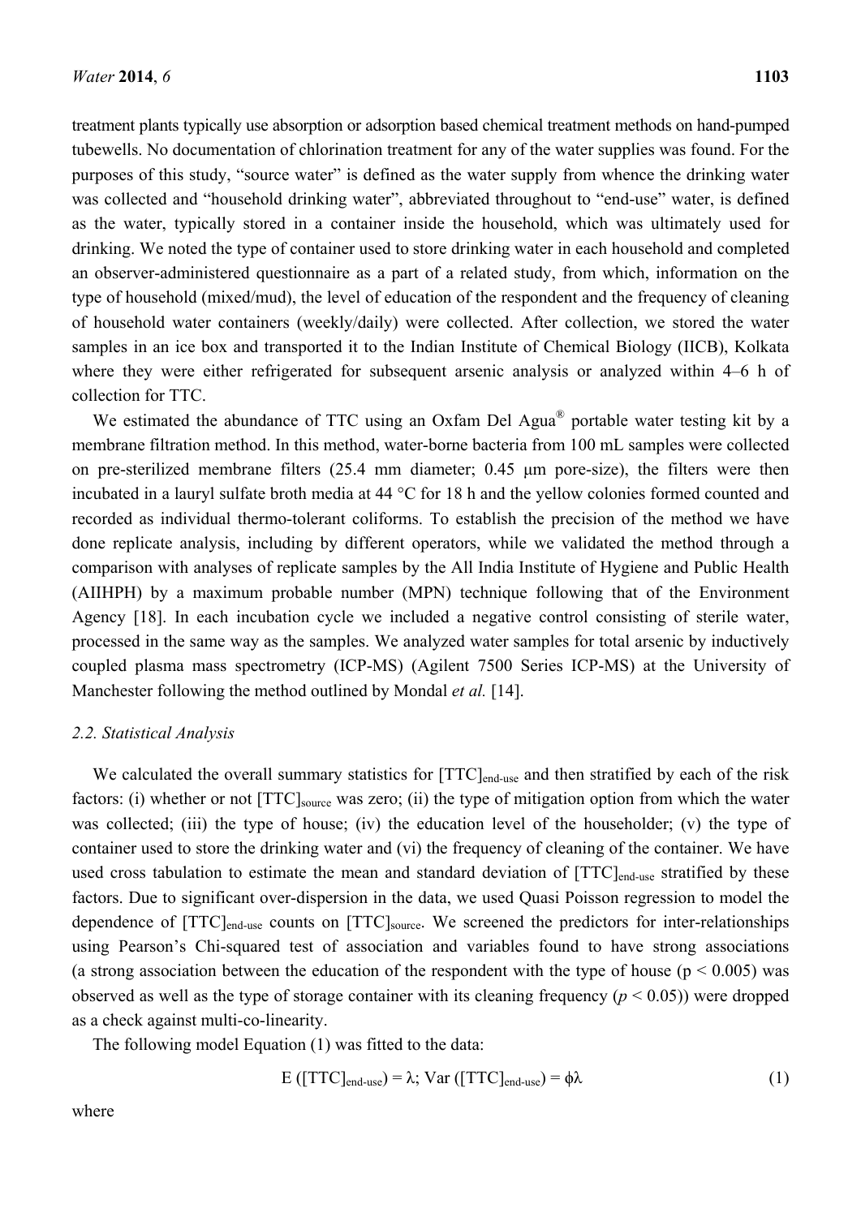treatment plants typically use absorption or adsorption based chemical treatment methods on hand-pumped tubewells. No documentation of chlorination treatment for any of the water supplies was found. For the purposes of this study, "source water" is defined as the water supply from whence the drinking water was collected and "household drinking water", abbreviated throughout to "end-use" water, is defined as the water, typically stored in a container inside the household, which was ultimately used for drinking. We noted the type of container used to store drinking water in each household and completed an observer-administered questionnaire as a part of a related study, from which, information on the type of household (mixed/mud), the level of education of the respondent and the frequency of cleaning of household water containers (weekly/daily) were collected. After collection, we stored the water samples in an ice box and transported it to the Indian Institute of Chemical Biology (IICB), Kolkata where they were either refrigerated for subsequent arsenic analysis or analyzed within 4–6 h of collection for TTC.

We estimated the abundance of TTC using an Oxfam Del Agua® portable water testing kit by a membrane filtration method. In this method, water-borne bacteria from 100 mL samples were collected on pre-sterilized membrane filters (25.4 mm diameter; 0.45 μm pore-size), the filters were then incubated in a lauryl sulfate broth media at 44 °C for 18 h and the yellow colonies formed counted and recorded as individual thermo-tolerant coliforms. To establish the precision of the method we have done replicate analysis, including by different operators, while we validated the method through a comparison with analyses of replicate samples by the All India Institute of Hygiene and Public Health (AIIHPH) by a maximum probable number (MPN) technique following that of the Environment Agency [18]. In each incubation cycle we included a negative control consisting of sterile water, processed in the same way as the samples. We analyzed water samples for total arsenic by inductively coupled plasma mass spectrometry (ICP-MS) (Agilent 7500 Series ICP-MS) at the University of Manchester following the method outlined by Mondal *et al.* [14].

### 2.2. Statistical Analysis

We calculated the overall summary statistics for $[TTC]_{end\text{-}use}$ and then stratified by each of the risk factors: (i) whether or not $[TTC]_{source}$ was zero; (ii) the type of mitigation option from which the water was collected; (iii) the type of house; (iv) the education level of the householder; (v) the type of container used to store the drinking water and (vi) the frequency of cleaning of the container. We have used cross tabulation to estimate the mean and standard deviation of $[TTC]_{end\text{-}use}$ stratified by these factors. Due to significant over-dispersion in the data, we used Quasi Poisson regression to model the dependence of $[TTC]_{end\text{-}use}$ counts on $[TTC]_{source}$. We screened the predictors for inter-relationships using Pearson's Chi-squared test of association and variables found to have strong associations (a strong association between the education of the respondent with the type of house ($p < 0.005$) was observed as well as the type of storage container with its cleaning frequency ($p < 0.05$)) were dropped as a check against multi-co-linearity.

The following model Equation (1) was fitted to the data:

$$E\,([TTC]_{end\text{-}use}) = \lambda;\ Var\,([TTC]_{end\text{-}use}) = \phi\lambda \tag{1}$$

where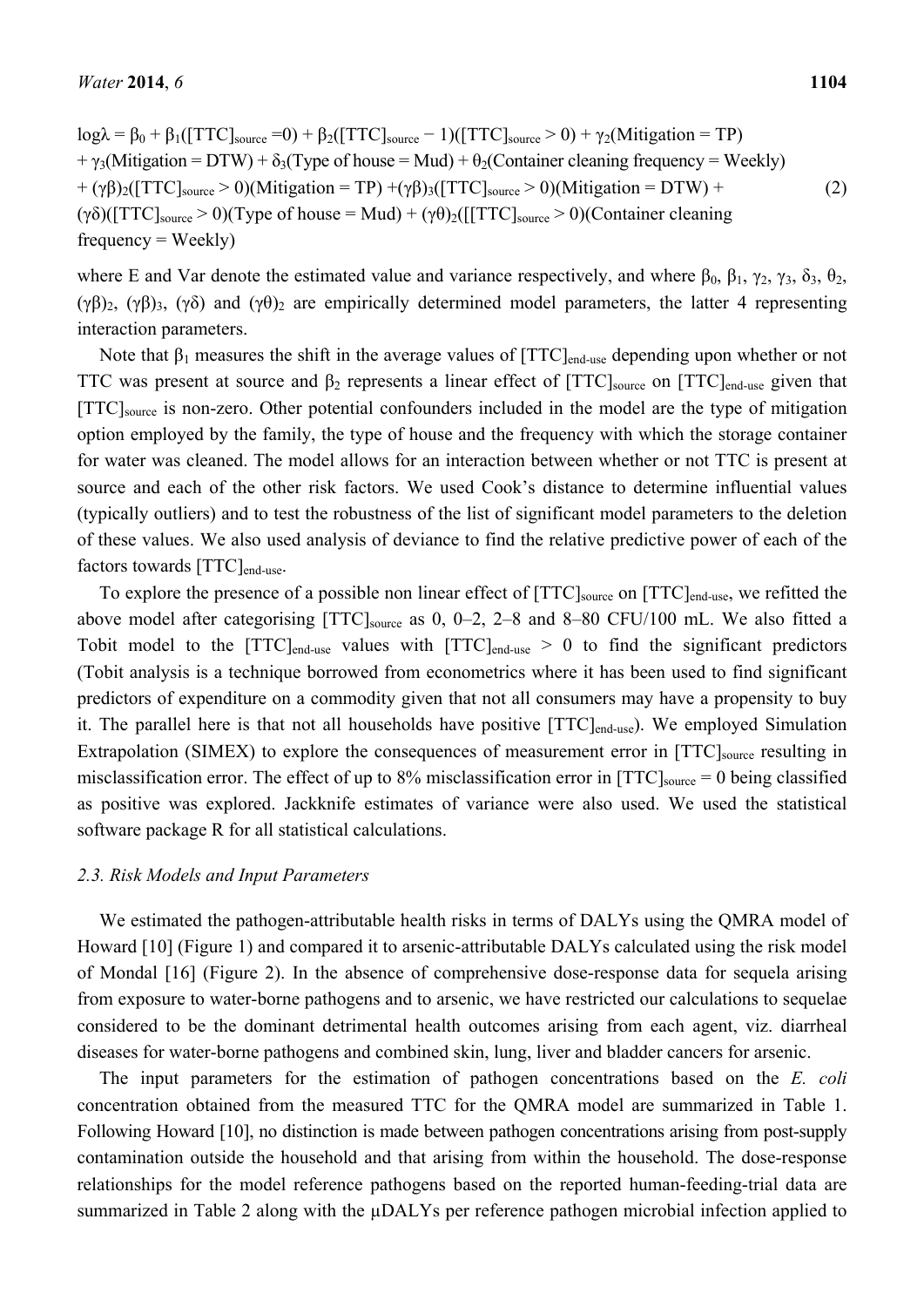$$\log\lambda = \beta_0 + \beta_1([TTC]_{source} = 0) + \beta_2([TTC]_{source} - 1)([TTC]_{source} > 0) + \gamma_2(\text{Mitigation} = \text{TP}) + \gamma_3(\text{Mitigation} = \text{DTW}) + \delta_3(\text{Type of house} = \text{Mud}) + \theta_2(\text{Container cleaning frequency} = \text{Weekly}) + (\gamma\beta)_2([TTC]_{source} > 0)(\text{Mitigation} = \text{TP}) + (\gamma\beta)_3([TTC]_{source} > 0)(\text{Mitigation} = \text{DTW}) + (\gamma\delta)([TTC]_{source} > 0)(\text{Type of house} = \text{Mud}) + (\gamma\theta)_2([TTC]_{source} > 0)(\text{Container cleaning frequency} = \text{Weekly}) \tag{2}$$

where E and Var denote the estimated value and variance respectively, and where $\beta_0$, $\beta_1$, $\gamma_2$, $\gamma_3$, $\delta_3$, $\theta_2$, $(\gamma\beta)_2$, $(\gamma\beta)_3$, $(\gamma\delta)$ and $(\gamma\theta)_2$ are empirically determined model parameters, the latter 4 representing interaction parameters.

Note that $\beta_1$ measures the shift in the average values of $[TTC]_{end\text{-}use}$ depending upon whether or not TTC was present at source and $\beta_2$ represents a linear effect of $[TTC]_{source}$ on $[TTC]_{end\text{-}use}$ given that $[TTC]_{source}$ is non-zero. Other potential confounders included in the model are the type of mitigation option employed by the family, the type of house and the frequency with which the storage container for water was cleaned. The model allows for an interaction between whether or not TTC is present at source and each of the other risk factors. We used Cook's distance to determine influential values (typically outliers) and to test the robustness of the list of significant model parameters to the deletion of these values. We also used analysis of deviance to find the relative predictive power of each of the factors towards $[TTC]_{end\text{-}use}$.

To explore the presence of a possible non linear effect of $[TTC]_{source}$ on $[TTC]_{end\text{-}use}$, we refitted the above model after categorising $[TTC]_{source}$ as 0, 0–2, 2–8 and 8–80 CFU/100 mL. We also fitted a Tobit model to the $[TTC]_{end\text{-}use}$ values with $[TTC]_{end\text{-}use} > 0$ to find the significant predictors (Tobit analysis is a technique borrowed from econometrics where it has been used to find significant predictors of expenditure on a commodity given that not all consumers may have a propensity to buy it. The parallel here is that not all households have positive $[TTC]_{end\text{-}use}$). We employed Simulation Extrapolation (SIMEX) to explore the consequences of measurement error in $[TTC]_{source}$ resulting in misclassification error. The effect of up to 8% misclassification error in $[TTC]_{source} = 0$ being classified as positive was explored. Jackknife estimates of variance were also used. We used the statistical software package R for all statistical calculations.

### 2.3. Risk Models and Input Parameters

We estimated the pathogen-attributable health risks in terms of DALYs using the QMRA model of Howard [10] (Figure 1) and compared it to arsenic-attributable DALYs calculated using the risk model of Mondal [16] (Figure 2). In the absence of comprehensive dose-response data for sequela arising from exposure to water-borne pathogens and to arsenic, we have restricted our calculations to sequelae considered to be the dominant detrimental health outcomes arising from each agent, viz. diarrheal diseases for water-borne pathogens and combined skin, lung, liver and bladder cancers for arsenic.

The input parameters for the estimation of pathogen concentrations based on the *E. coli* concentration obtained from the measured TTC for the QMRA model are summarized in Table 1. Following Howard [10], no distinction is made between pathogen concentrations arising from post-supply contamination outside the household and that arising from within the household. The dose-response relationships for the model reference pathogens based on the reported human-feeding-trial data are summarized in Table 2 along with the μDALYs per reference pathogen microbial infection applied to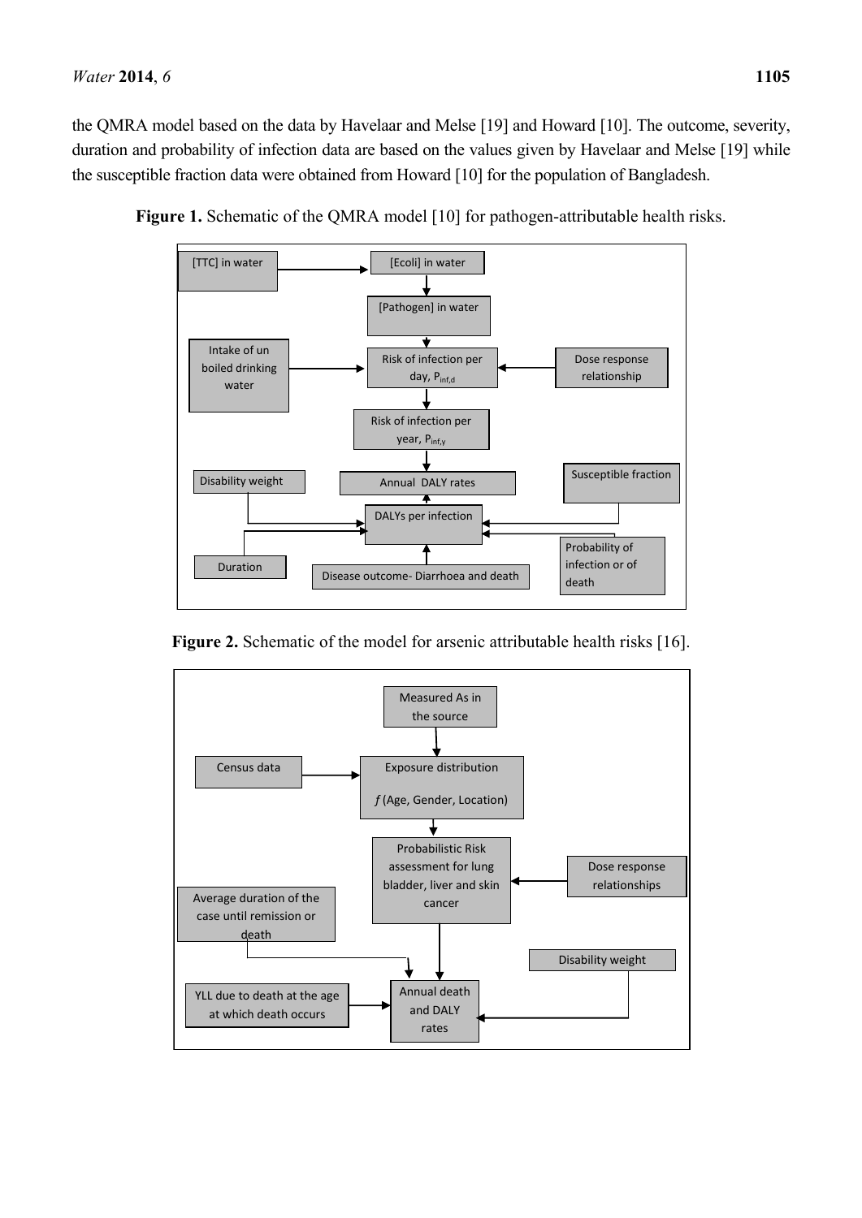the QMRA model based on the data by Havelaar and Melse [19] and Howard [10]. The outcome, severity, duration and probability of infection data are based on the values given by Havelaar and Melse [19] while the susceptible fraction data were obtained from Howard [10] for the population of Bangladesh.

**Figure 1.** Schematic of the QMRA model [10] for pathogen-attributable health risks.

[TTC] in water

[Ecoli] in water

[Pathogen] in water

Intake of un boiled drinking water

Risk of infection per day, $P_{inf,d}$

Dose response relationship

Risk of infection per year, $P_{inf,y}$

Disability weight

Annual DALY rates

Susceptible fraction

DALYs per infection

Duration

Disease outcome- Diarrhoea and death

Probability of infection or of death

**Figure 2.** Schematic of the model for arsenic attributable health risks [16].

Measured As in the source

Census data

Exposure distribution

*f* (Age, Gender, Location)

Probabilistic Risk assessment for lung bladder, liver and skin cancer

Dose response relationships

Average duration of the case until remission or death

Disability weight

YLL due to death at the age at which death occurs

Annual death and DALY rates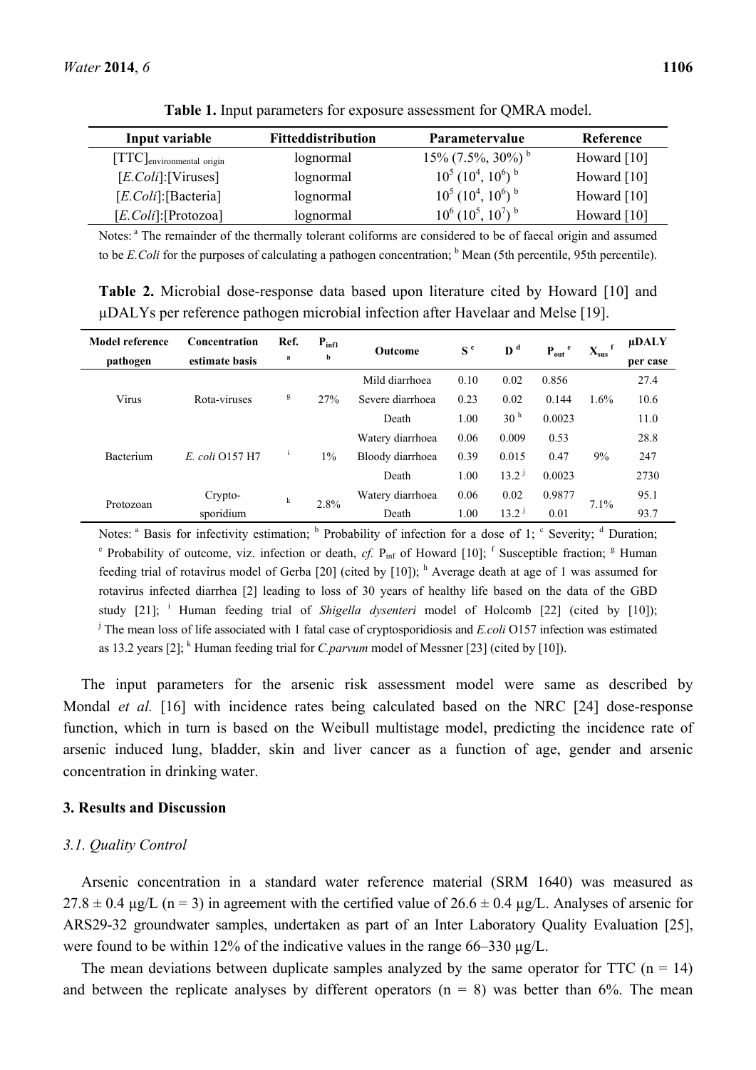**Table 1.** Input parameters for exposure assessment for QMRA model.

| Input variable | Fitteddistribution | Parametervalue | Reference |
|---|---|---|---|
| $[TTC]_{environmental\ origin}$ | lognormal | 15% (7.5%, 30%) [b] | Howard [10] |
| [*E.Coli*]:[Viruses] | lognormal | $10^5$ ($10^4$, $10^6$) [b] | Howard [10] |
| [*E.Coli*]:[Bacteria] | lognormal | $10^5$ ($10^4$, $10^6$) [b] | Howard [10] |
| [*E.Coli*]:[Protozoa] | lognormal | $10^6$ ($10^5$, $10^7$) [b] | Howard [10] |

Notes: [a] The remainder of the thermally tolerant coliforms are considered to be of faecal origin and assumed to be *E.Coli* for the purposes of calculating a pathogen concentration; [b] Mean (5th percentile, 95th percentile).

**Table 2.** Microbial dose-response data based upon literature cited by Howard [10] and μDALYs per reference pathogen microbial infection after Havelaar and Melse [19].

| Model reference pathogen | Concentration estimate basis | Ref. [a] | $P_{inf1}$ [b] | Outcome | S [c] | D [d] | $P_{out}$ [e] | $X_{sus}$ [f] | μDALY per case |
|---|---|---|---|---|---|---|---|---|---|
| Virus | Rota-viruses | [g] | 27% | Mild diarrhoea | 0.10 | 0.02 | 0.856 | 1.6% | 27.4 |
| | | | | Severe diarrhoea | 0.23 | 0.02 | 0.144 | | 10.6 |
| | | | | Death | 1.00 | 30 [h] | 0.0023 | | 11.0 |
| Bacterium | *E. coli* O157 H7 | [i] | 1% | Watery diarrhoea | 0.06 | 0.009 | 0.53 | 9% | 28.8 |
| | | | | Bloody diarrhoea | 0.39 | 0.015 | 0.47 | | 247 |
| | | | | Death | 1.00 | 13.2 [j] | 0.0023 | | 2730 |
| Protozoan | Crypto-sporidium | [k] | 2.8% | Watery diarrhoea | 0.06 | 0.02 | 0.9877 | 7.1% | 95.1 |
| | | | | Death | 1.00 | 13.2 [j] | 0.01 | | 93.7 |

Notes: [a] Basis for infectivity estimation; [b] Probability of infection for a dose of 1; [c] Severity; [d] Duration; [e] Probability of outcome, viz. infection or death, *cf.* $P_{inf}$ of Howard [10]; [f] Susceptible fraction; [g] Human feeding trial of rotavirus model of Gerba [20] (cited by [10]); [h] Average death at age of 1 was assumed for rotavirus infected diarrhea [2] leading to loss of 30 years of healthy life based on the data of the GBD study [21]; [i] Human feeding trial of *Shigella dysenteri* model of Holcomb [22] (cited by [10]); [j] The mean loss of life associated with 1 fatal case of cryptosporidiosis and *E.coli* O157 infection was estimated as 13.2 years [2]; [k] Human feeding trial for *C.parvum* model of Messner [23] (cited by [10]).

The input parameters for the arsenic risk assessment model were same as described by Mondal *et al.* [16] with incidence rates being calculated based on the NRC [24] dose-response function, which in turn is based on the Weibull multistage model, predicting the incidence rate of arsenic induced lung, bladder, skin and liver cancer as a function of age, gender and arsenic concentration in drinking water.

## 3. Results and Discussion

### 3.1. Quality Control

Arsenic concentration in a standard water reference material (SRM 1640) was measured as 27.8 ± 0.4 µg/L (n = 3) in agreement with the certified value of 26.6 ± 0.4 µg/L. Analyses of arsenic for ARS29-32 groundwater samples, undertaken as part of an Inter Laboratory Quality Evaluation [25], were found to be within 12% of the indicative values in the range 66–330 µg/L.

The mean deviations between duplicate samples analyzed by the same operator for TTC (n = 14) and between the replicate analyses by different operators (n = 8) was better than 6%. The mean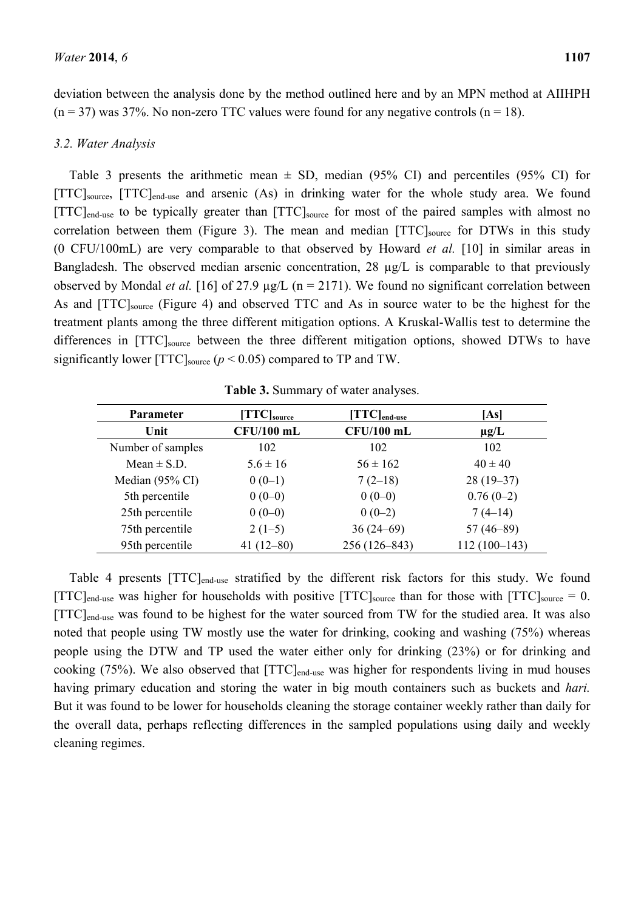deviation between the analysis done by the method outlined here and by an MPN method at AIIHPH ($n = 37$) was 37%. No non-zero TTC values were found for any negative controls ($n = 18$).

### 3.2. Water Analysis

Table 3 presents the arithmetic mean ± SD, median (95% CI) and percentiles (95% CI) for $[TTC]_{source}$, $[TTC]_{end\text{-}use}$ and arsenic (As) in drinking water for the whole study area. We found $[TTC]_{end\text{-}use}$ to be typically greater than $[TTC]_{source}$ for most of the paired samples with almost no correlation between them (Figure 3). The mean and median $[TTC]_{source}$ for DTWs in this study (0 CFU/100mL) are very comparable to that observed by Howard *et al.* [10] in similar areas in Bangladesh. The observed median arsenic concentration, 28 µg/L is comparable to that previously observed by Mondal *et al.* [16] of 27.9 µg/L ($n = 2171$). We found no significant correlation between As and $[TTC]_{source}$ (Figure 4) and observed TTC and As in source water to be the highest for the treatment plants among the three different mitigation options. A Kruskal-Wallis test to determine the differences in $[TTC]_{source}$ between the three different mitigation options, showed DTWs to have significantly lower $[TTC]_{source}$ ($p < 0.05$) compared to TP and TW.

**Table 3.** Summary of water analyses.

| Parameter | $[TTC]_{source}$ | $[TTC]_{end\text{-}use}$ | [As] |
|---|---|---|---|
| **Unit** | **CFU/100 mL** | **CFU/100 mL** | **µg/L** |
| Number of samples | 102 | 102 | 102 |
| Mean ± S.D. | 5.6 ± 16 | 56 ± 162 | 40 ± 40 |
| Median (95% CI) | 0 (0–1) | 7 (2–18) | 28 (19–37) |
| 5th percentile | 0 (0–0) | 0 (0–0) | 0.76 (0–2) |
| 25th percentile | 0 (0–0) | 0 (0–2) | 7 (4–14) |
| 75th percentile | 2 (1–5) | 36 (24–69) | 57 (46–89) |
| 95th percentile | 41 (12–80) | 256 (126–843) | 112 (100–143) |

Table 4 presents $[TTC]_{end\text{-}use}$ stratified by the different risk factors for this study. We found $[TTC]_{end\text{-}use}$ was higher for households with positive $[TTC]_{source}$ than for those with $[TTC]_{source} = 0$. $[TTC]_{end\text{-}use}$ was found to be highest for the water sourced from TW for the studied area. It was also noted that people using TW mostly use the water for drinking, cooking and washing (75%) whereas people using the DTW and TP used the water either only for drinking (23%) or for drinking and cooking (75%). We also observed that $[TTC]_{end\text{-}use}$ was higher for respondents living in mud houses having primary education and storing the water in big mouth containers such as buckets and *hari.* But it was found to be lower for households cleaning the storage container weekly rather than daily for the overall data, perhaps reflecting differences in the sampled populations using daily and weekly cleaning regimes.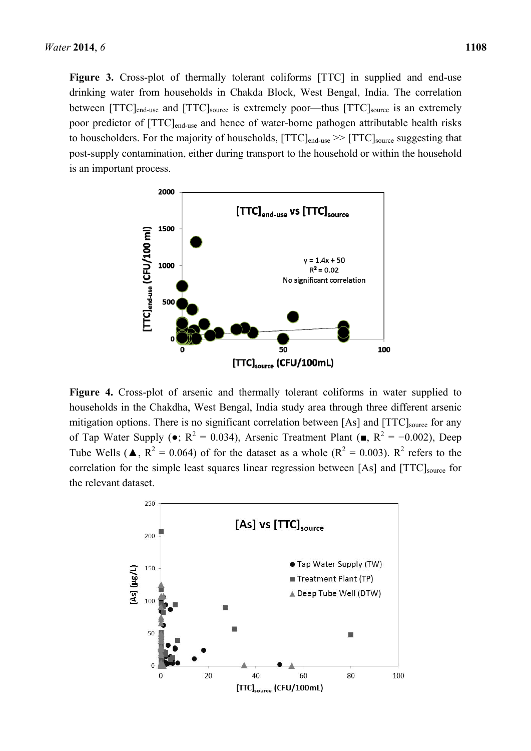**Figure 3.** Cross-plot of thermally tolerant coliforms [TTC] in supplied and end-use drinking water from households in Chakda Block, West Bengal, India. The correlation between $[TTC]_{end\text{-}use}$ and $[TTC]_{source}$ is extremely poor—thus $[TTC]_{source}$ is an extremely poor predictor of $[TTC]_{end\text{-}use}$ and hence of water-borne pathogen attributable health risks to householders. For the majority of households, $[TTC]_{end\text{-}use} >> [TTC]_{source}$ suggesting that post-supply contamination, either during transport to the household or within the household is an important process.

$[TTC]_{end\text{-}use}$ vs $[TTC]_{source}$

y = 1.4x + 50

$R^2 = 0.02$

No significant correlation

$[TTC]_{end\text{-}use}$ (CFU/100 ml)

$[TTC]_{source}$ (CFU/100mL)

0

500

1000

1500

2000

0

50

100

**Figure 4.** Cross-plot of arsenic and thermally tolerant coliforms in water supplied to households in the Chakdha, West Bengal, India study area through three different arsenic mitigation options. There is no significant correlation between [As] and $[TTC]_{source}$ for any of Tap Water Supply (●; $R^2 = 0.034$), Arsenic Treatment Plant (■, $R^2 = -0.002$), Deep Tube Wells (▲, $R^2 = 0.064$) of for the dataset as a whole ($R^2 = 0.003$). $R^2$ refers to the correlation for the simple least squares linear regression between [As] and $[TTC]_{source}$ for the relevant dataset.

[As] vs $[TTC]_{source}$

● Tap Water Supply (TW)

■ Treatment Plant (TP)

▲ Deep Tube Well (DTW)

[As] (µg/L)

$[TTC]_{source}$ (CFU/100mL)

0

50

100

150

200

250

0

20

40

60

80

100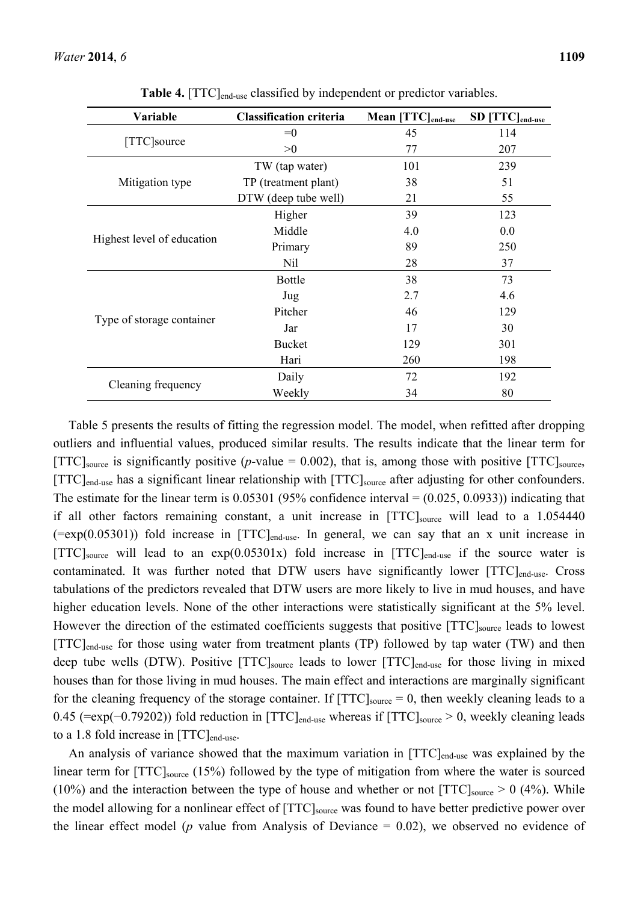**Table 4.** $[TTC]_{end\text{-}use}$ classified by independent or predictor variables.

| Variable | Classification criteria | Mean $[TTC]_{end\text{-}use}$ | SD $[TTC]_{end\text{-}use}$ |
|---|---|---|---|
| [TTC]source | =0 | 45 | 114 |
| | >0 | 77 | 207 |
| Mitigation type | TW (tap water) | 101 | 239 |
| | TP (treatment plant) | 38 | 51 |
| | DTW (deep tube well) | 21 | 55 |
| Highest level of education | Higher | 39 | 123 |
| | Middle | 4.0 | 0.0 |
| | Primary | 89 | 250 |
| | Nil | 28 | 37 |
| Type of storage container | Bottle | 38 | 73 |
| | Jug | 2.7 | 4.6 |
| | Pitcher | 46 | 129 |
| | Jar | 17 | 30 |
| | Bucket | 129 | 301 |
| | Hari | 260 | 198 |
| Cleaning frequency | Daily | 72 | 192 |
| | Weekly | 34 | 80 |

Table 5 presents the results of fitting the regression model. The model, when refitted after dropping outliers and influential values, produced similar results. The results indicate that the linear term for $[TTC]_{source}$ is significantly positive ($p$-value = 0.002), that is, among those with positive $[TTC]_{source}$, $[TTC]_{end\text{-}use}$ has a significant linear relationship with $[TTC]_{source}$ after adjusting for other confounders. The estimate for the linear term is 0.05301 (95% confidence interval = (0.025, 0.0933)) indicating that if all other factors remaining constant, a unit increase in $[TTC]_{source}$ will lead to a 1.054440 (=exp(0.05301)) fold increase in $[TTC]_{end\text{-}use}$. In general, we can say that an x unit increase in $[TTC]_{source}$ will lead to an exp(0.05301x) fold increase in $[TTC]_{end\text{-}use}$ if the source water is contaminated. It was further noted that DTW users have significantly lower $[TTC]_{end\text{-}use}$. Cross tabulations of the predictors revealed that DTW users are more likely to live in mud houses, and have higher education levels. None of the other interactions were statistically significant at the 5% level. However the direction of the estimated coefficients suggests that positive $[TTC]_{source}$ leads to lowest $[TTC]_{end\text{-}use}$ for those using water from treatment plants (TP) followed by tap water (TW) and then deep tube wells (DTW). Positive $[TTC]_{source}$ leads to lower $[TTC]_{end\text{-}use}$ for those living in mixed houses than for those living in mud houses. The main effect and interactions are marginally significant for the cleaning frequency of the storage container. If $[TTC]_{source} = 0$, then weekly cleaning leads to a 0.45 (=exp(−0.79202)) fold reduction in $[TTC]_{end\text{-}use}$ whereas if $[TTC]_{source} > 0$, weekly cleaning leads to a 1.8 fold increase in $[TTC]_{end\text{-}use}$.

An analysis of variance showed that the maximum variation in $[TTC]_{end\text{-}use}$ was explained by the linear term for $[TTC]_{source}$ (15%) followed by the type of mitigation from where the water is sourced (10%) and the interaction between the type of house and whether or not $[TTC]_{source} > 0$ (4%). While the model allowing for a nonlinear effect of $[TTC]_{source}$ was found to have better predictive power over the linear effect model ($p$ value from Analysis of Deviance = 0.02), we observed no evidence of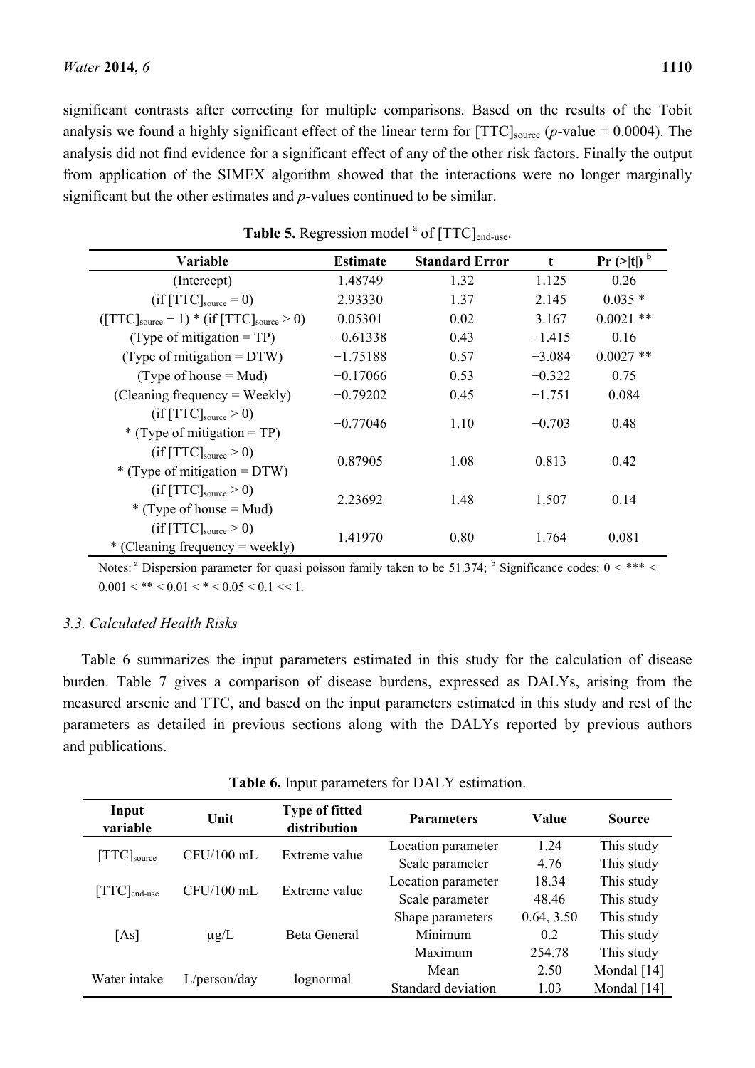significant contrasts after correcting for multiple comparisons. Based on the results of the Tobit analysis we found a highly significant effect of the linear term for $[TTC]_{source}$ (*p*-value = 0.0004). The analysis did not find evidence for a significant effect of any of the other risk factors. Finally the output from application of the SIMEX algorithm showed that the interactions were no longer marginally significant but the other estimates and *p*-values continued to be similar.

**Table 5.** Regression model [a] of $[TTC]_{end\text{-}use}$.

| Variable | Estimate | Standard Error | t | Pr (>\|t\|) [b] |
|---|---|---|---|---|
| (Intercept) | 1.48749 | 1.32 | 1.125 | 0.26 |
| (if $[TTC]_{source} = 0$) | 2.93330 | 1.37 | 2.145 | 0.035 * |
| ($[TTC]_{source} - 1$) * (if $[TTC]_{source} > 0$) | 0.05301 | 0.02 | 3.167 | 0.0021 ** |
| (Type of mitigation = TP) | −0.61338 | 0.43 | −1.415 | 0.16 |
| (Type of mitigation = DTW) | −1.75188 | 0.57 | −3.084 | 0.0027 ** |
| (Type of house = Mud) | −0.17066 | 0.53 | −0.322 | 0.75 |
| (Cleaning frequency = Weekly) | −0.79202 | 0.45 | −1.751 | 0.084 |
| (if $[TTC]_{source} > 0$) * (Type of mitigation = TP) | −0.77046 | 1.10 | −0.703 | 0.48 |
| (if $[TTC]_{source} > 0$) * (Type of mitigation = DTW) | 0.87905 | 1.08 | 0.813 | 0.42 |
| (if $[TTC]_{source} > 0$) * (Type of house = Mud) | 2.23692 | 1.48 | 1.507 | 0.14 |
| (if $[TTC]_{source} > 0$) * (Cleaning frequency = weekly) | 1.41970 | 0.80 | 1.764 | 0.081 |

Notes: [a] Dispersion parameter for quasi poisson family taken to be 51.374; [b] Significance codes: 0 < *** < 0.001 < ** < 0.01 < * < 0.05 < 0.1 << 1.

### 3.3. Calculated Health Risks

Table 6 summarizes the input parameters estimated in this study for the calculation of disease burden. Table 7 gives a comparison of disease burdens, expressed as DALYs, arising from the measured arsenic and TTC, and based on the input parameters estimated in this study and rest of the parameters as detailed in previous sections along with the DALYs reported by previous authors and publications.

**Table 6.** Input parameters for DALY estimation.

| Input variable | Unit | Type of fitted distribution | Parameters | Value | Source |
|---|---|---|---|---|---|
| $[TTC]_{source}$ | CFU/100 mL | Extreme value | Location parameter | 1.24 | This study |
| | | | Scale parameter | 4.76 | This study |
| $[TTC]_{end\text{-}use}$ | CFU/100 mL | Extreme value | Location parameter | 18.34 | This study |
| | | | Scale parameter | 48.46 | This study |
| [As] | μg/L | Beta General | Shape parameters | 0.64, 3.50 | This study |
| | | | Minimum | 0.2 | This study |
| | | | Maximum | 254.78 | This study |
| Water intake | L/person/day | lognormal | Mean | 2.50 | Mondal [14] |
| | | | Standard deviation | 1.03 | Mondal [14] |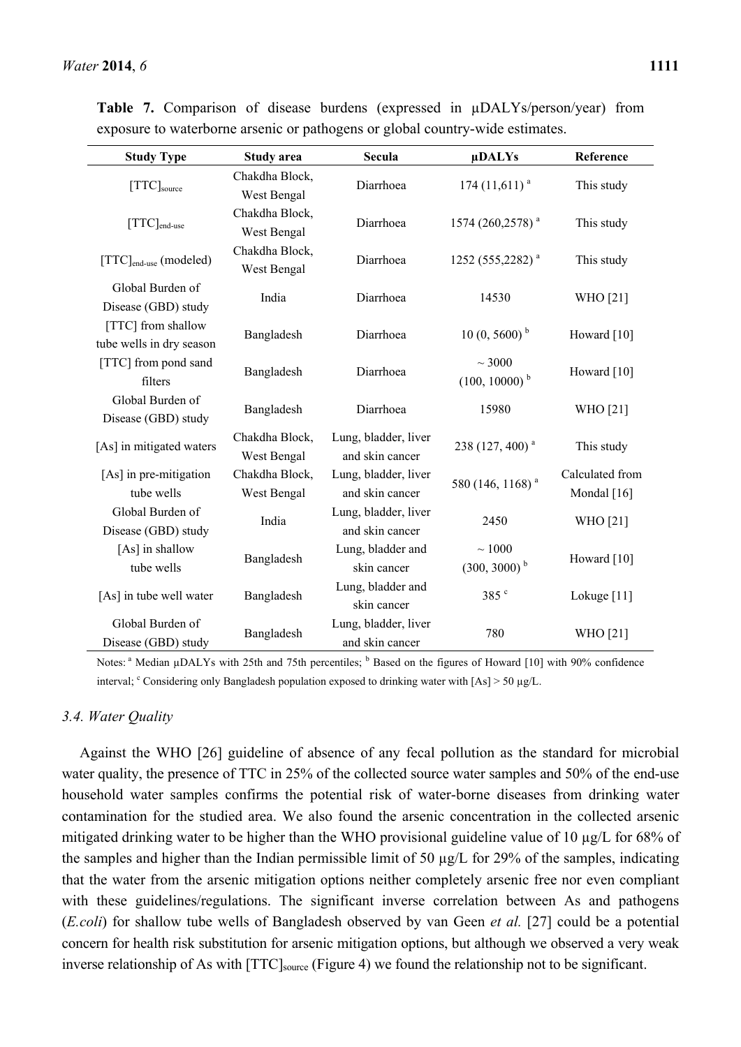**Table 7.** Comparison of disease burdens (expressed in µDALYs/person/year) from exposure to waterborne arsenic or pathogens or global country-wide estimates.

| Study Type | Study area | Secula | µDALYs | Reference |
|---|---|---|---|---|
| $[TTC]_{source}$ | Chakdha Block, West Bengal | Diarrhoea | 174 (11,611) [a] | This study |
| $[TTC]_{end\text{-}use}$ | Chakdha Block, West Bengal | Diarrhoea | 1574 (260,2578) [a] | This study |
| $[TTC]_{end\text{-}use}$ (modeled) | Chakdha Block, West Bengal | Diarrhoea | 1252 (555,2282) [a] | This study |
| Global Burden of Disease (GBD) study | India | Diarrhoea | 14530 | WHO [21] |
| [TTC] from shallow tube wells in dry season | Bangladesh | Diarrhoea | 10 (0, 5600) [b] | Howard [10] |
| [TTC] from pond sand filters | Bangladesh | Diarrhoea | ~ 3000 (100, 10000) [b] | Howard [10] |
| Global Burden of Disease (GBD) study | Bangladesh | Diarrhoea | 15980 | WHO [21] |
| [As] in mitigated waters | Chakdha Block, West Bengal | Lung, bladder, liver and skin cancer | 238 (127, 400) [a] | This study |
| [As] in pre-mitigation tube wells | Chakdha Block, West Bengal | Lung, bladder, liver and skin cancer | 580 (146, 1168) [a] | Calculated from Mondal [16] |
| Global Burden of Disease (GBD) study | India | Lung, bladder, liver and skin cancer | 2450 | WHO [21] |
| [As] in shallow tube wells | Bangladesh | Lung, bladder and skin cancer | ~ 1000 (300, 3000) [b] | Howard [10] |
| [As] in tube well water | Bangladesh | Lung, bladder and skin cancer | 385 [c] | Lokuge [11] |
| Global Burden of Disease (GBD) study | Bangladesh | Lung, bladder, liver and skin cancer | 780 | WHO [21] |

Notes: [a] Median µDALYs with 25th and 75th percentiles; [b] Based on the figures of Howard [10] with 90% confidence interval; [c] Considering only Bangladesh population exposed to drinking water with [As] > 50 µg/L.

### 3.4. Water Quality

Against the WHO [26] guideline of absence of any fecal pollution as the standard for microbial water quality, the presence of TTC in 25% of the collected source water samples and 50% of the end-use household water samples confirms the potential risk of water-borne diseases from drinking water contamination for the studied area. We also found the arsenic concentration in the collected arsenic mitigated drinking water to be higher than the WHO provisional guideline value of 10 µg/L for 68% of the samples and higher than the Indian permissible limit of 50 µg/L for 29% of the samples, indicating that the water from the arsenic mitigation options neither completely arsenic free nor even compliant with these guidelines/regulations. The significant inverse correlation between As and pathogens (*E.coli*) for shallow tube wells of Bangladesh observed by van Geen *et al.* [27] could be a potential concern for health risk substitution for arsenic mitigation options, but although we observed a very weak inverse relationship of As with $[TTC]_{source}$ (Figure 4) we found the relationship not to be significant.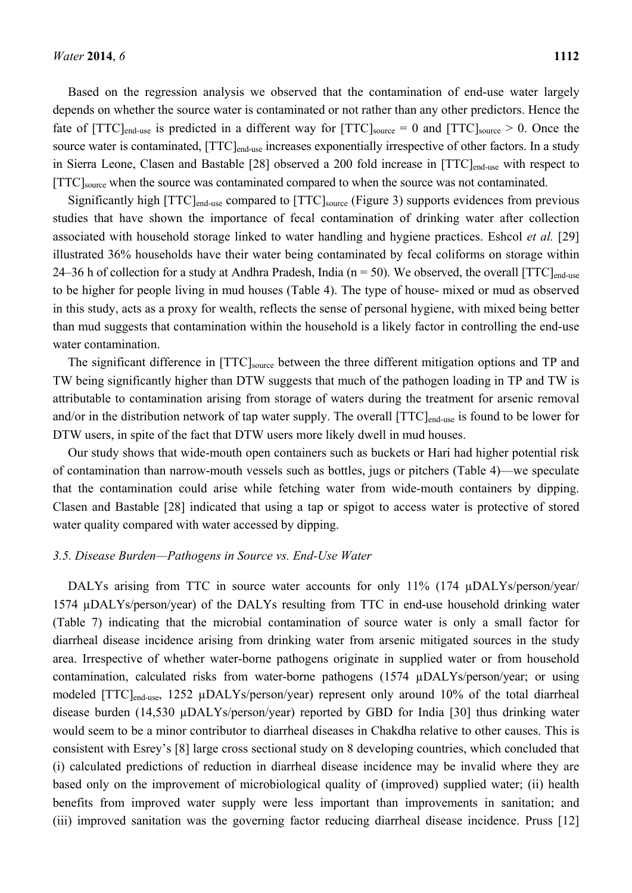Based on the regression analysis we observed that the contamination of end-use water largely depends on whether the source water is contaminated or not rather than any other predictors. Hence the fate of $[TTC]_{end\text{-}use}$ is predicted in a different way for $[TTC]_{source} = 0$ and $[TTC]_{source} > 0$. Once the source water is contaminated, $[TTC]_{end\text{-}use}$ increases exponentially irrespective of other factors. In a study in Sierra Leone, Clasen and Bastable [28] observed a 200 fold increase in $[TTC]_{end\text{-}use}$ with respect to $[TTC]_{source}$ when the source was contaminated compared to when the source was not contaminated.

Significantly high $[TTC]_{end\text{-}use}$ compared to $[TTC]_{source}$ (Figure 3) supports evidences from previous studies that have shown the importance of fecal contamination of drinking water after collection associated with household storage linked to water handling and hygiene practices. Eshcol *et al.* [29] illustrated 36% households have their water being contaminated by fecal coliforms on storage within 24–36 h of collection for a study at Andhra Pradesh, India (n = 50). We observed, the overall $[TTC]_{end\text{-}use}$ to be higher for people living in mud houses (Table 4). The type of house- mixed or mud as observed in this study, acts as a proxy for wealth, reflects the sense of personal hygiene, with mixed being better than mud suggests that contamination within the household is a likely factor in controlling the end-use water contamination.

The significant difference in $[TTC]_{source}$ between the three different mitigation options and TP and TW being significantly higher than DTW suggests that much of the pathogen loading in TP and TW is attributable to contamination arising from storage of waters during the treatment for arsenic removal and/or in the distribution network of tap water supply. The overall $[TTC]_{end\text{-}use}$ is found to be lower for DTW users, in spite of the fact that DTW users more likely dwell in mud houses.

Our study shows that wide-mouth open containers such as buckets or Hari had higher potential risk of contamination than narrow-mouth vessels such as bottles, jugs or pitchers (Table 4)—we speculate that the contamination could arise while fetching water from wide-mouth containers by dipping. Clasen and Bastable [28] indicated that using a tap or spigot to access water is protective of stored water quality compared with water accessed by dipping.

### 3.5. Disease Burden—Pathogens in Source vs. End-Use Water

DALYs arising from TTC in source water accounts for only 11% (174 μDALYs/person/year/ 1574 μDALYs/person/year) of the DALYs resulting from TTC in end-use household drinking water (Table 7) indicating that the microbial contamination of source water is only a small factor for diarrheal disease incidence arising from drinking water from arsenic mitigated sources in the study area. Irrespective of whether water-borne pathogens originate in supplied water or from household contamination, calculated risks from water-borne pathogens (1574 μDALYs/person/year; or using modeled $[TTC]_{end\text{-}use}$, 1252 μDALYs/person/year) represent only around 10% of the total diarrheal disease burden (14,530 μDALYs/person/year) reported by GBD for India [30] thus drinking water would seem to be a minor contributor to diarrheal diseases in Chakdha relative to other causes. This is consistent with Esrey's [8] large cross sectional study on 8 developing countries, which concluded that (i) calculated predictions of reduction in diarrheal disease incidence may be invalid where they are based only on the improvement of microbiological quality of (improved) supplied water; (ii) health benefits from improved water supply were less important than improvements in sanitation; and (iii) improved sanitation was the governing factor reducing diarrheal disease incidence. Pruss [12]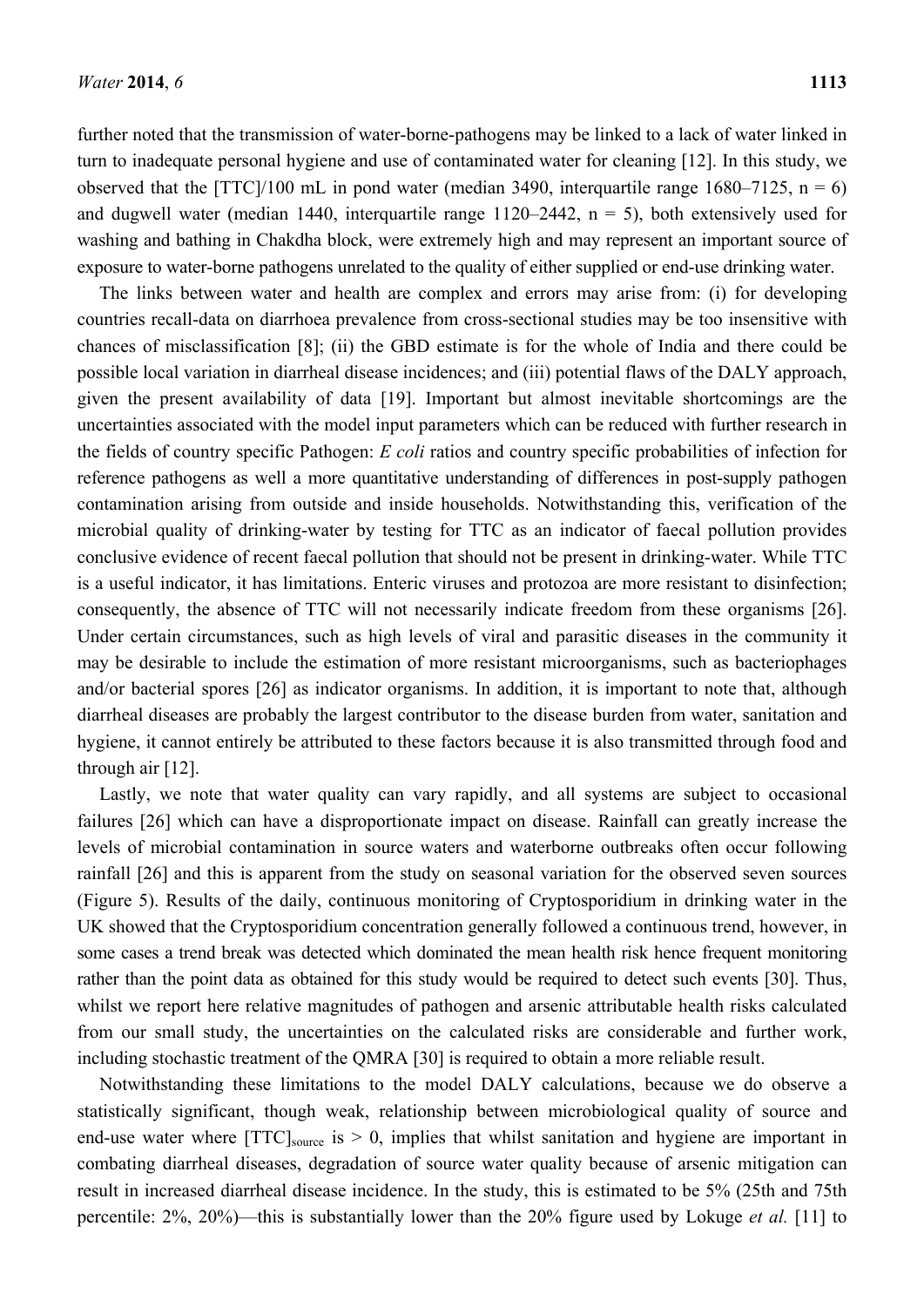further noted that the transmission of water-borne-pathogens may be linked to a lack of water linked in turn to inadequate personal hygiene and use of contaminated water for cleaning [12]. In this study, we observed that the [TTC]/100 mL in pond water (median 3490, interquartile range 1680–7125, n = 6) and dugwell water (median 1440, interquartile range 1120–2442, n = 5), both extensively used for washing and bathing in Chakdha block, were extremely high and may represent an important source of exposure to water-borne pathogens unrelated to the quality of either supplied or end-use drinking water.

The links between water and health are complex and errors may arise from: (i) for developing countries recall-data on diarrhoea prevalence from cross-sectional studies may be too insensitive with chances of misclassification [8]; (ii) the GBD estimate is for the whole of India and there could be possible local variation in diarrheal disease incidences; and (iii) potential flaws of the DALY approach, given the present availability of data [19]. Important but almost inevitable shortcomings are the uncertainties associated with the model input parameters which can be reduced with further research in the fields of country specific Pathogen: *E coli* ratios and country specific probabilities of infection for reference pathogens as well a more quantitative understanding of differences in post-supply pathogen contamination arising from outside and inside households. Notwithstanding this, verification of the microbial quality of drinking-water by testing for TTC as an indicator of faecal pollution provides conclusive evidence of recent faecal pollution that should not be present in drinking-water. While TTC is a useful indicator, it has limitations. Enteric viruses and protozoa are more resistant to disinfection; consequently, the absence of TTC will not necessarily indicate freedom from these organisms [26]. Under certain circumstances, such as high levels of viral and parasitic diseases in the community it may be desirable to include the estimation of more resistant microorganisms, such as bacteriophages and/or bacterial spores [26] as indicator organisms. In addition, it is important to note that, although diarrheal diseases are probably the largest contributor to the disease burden from water, sanitation and hygiene, it cannot entirely be attributed to these factors because it is also transmitted through food and through air [12].

Lastly, we note that water quality can vary rapidly, and all systems are subject to occasional failures [26] which can have a disproportionate impact on disease. Rainfall can greatly increase the levels of microbial contamination in source waters and waterborne outbreaks often occur following rainfall [26] and this is apparent from the study on seasonal variation for the observed seven sources (Figure 5). Results of the daily, continuous monitoring of Cryptosporidium in drinking water in the UK showed that the Cryptosporidium concentration generally followed a continuous trend, however, in some cases a trend break was detected which dominated the mean health risk hence frequent monitoring rather than the point data as obtained for this study would be required to detect such events [30]. Thus, whilst we report here relative magnitudes of pathogen and arsenic attributable health risks calculated from our small study, the uncertainties on the calculated risks are considerable and further work, including stochastic treatment of the QMRA [30] is required to obtain a more reliable result.

Notwithstanding these limitations to the model DALY calculations, because we do observe a statistically significant, though weak, relationship between microbiological quality of source and end-use water where $[TTC]_{source}$ is > 0, implies that whilst sanitation and hygiene are important in combating diarrheal diseases, degradation of source water quality because of arsenic mitigation can result in increased diarrheal disease incidence. In the study, this is estimated to be 5% (25th and 75th percentile: 2%, 20%)—this is substantially lower than the 20% figure used by Lokuge *et al.* [11] to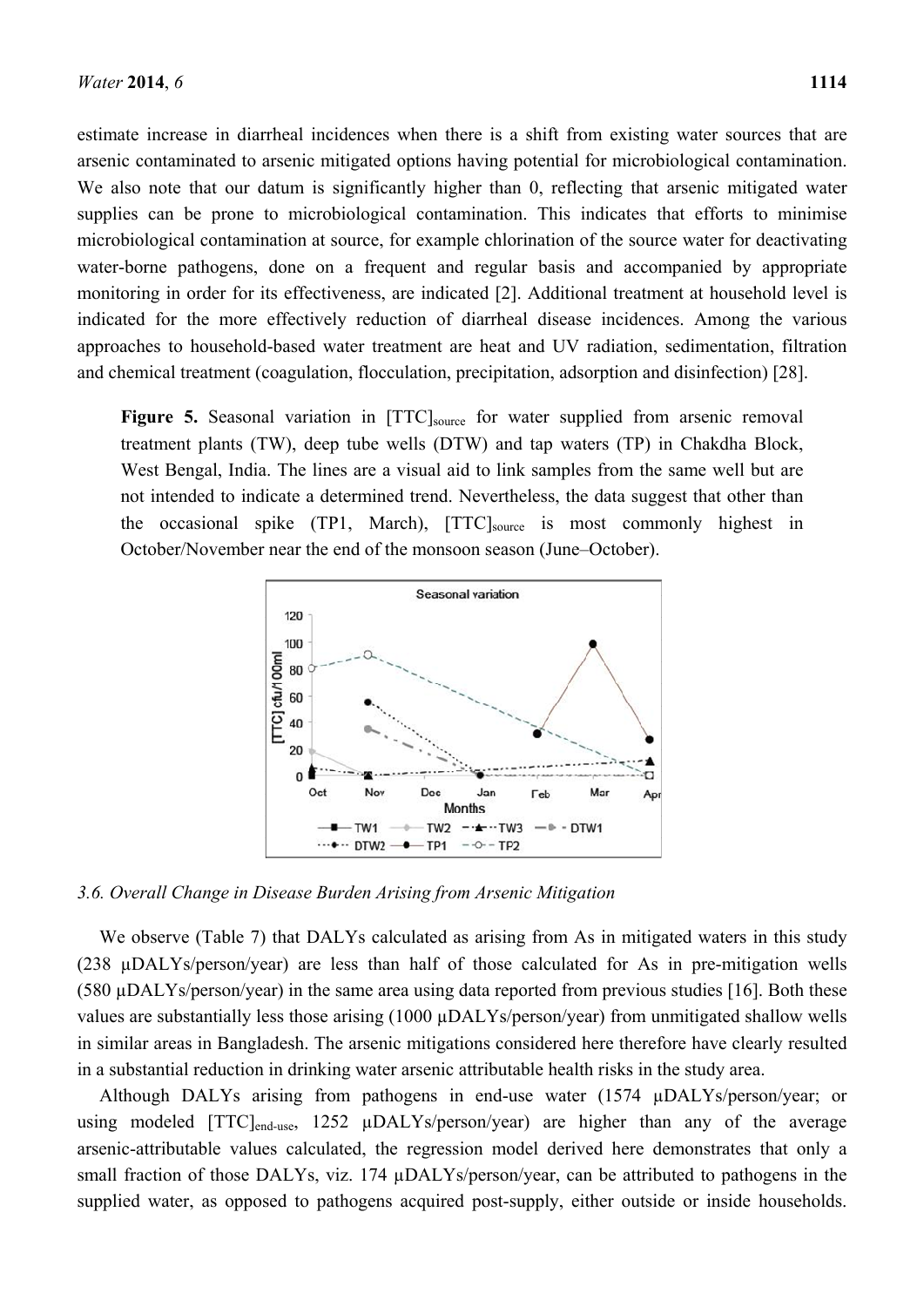estimate increase in diarrheal incidences when there is a shift from existing water sources that are arsenic contaminated to arsenic mitigated options having potential for microbiological contamination. We also note that our datum is significantly higher than 0, reflecting that arsenic mitigated water supplies can be prone to microbiological contamination. This indicates that efforts to minimise microbiological contamination at source, for example chlorination of the source water for deactivating water-borne pathogens, done on a frequent and regular basis and accompanied by appropriate monitoring in order for its effectiveness, are indicated [2]. Additional treatment at household level is indicated for the more effectively reduction of diarrheal disease incidences. Among the various approaches to household-based water treatment are heat and UV radiation, sedimentation, filtration and chemical treatment (coagulation, flocculation, precipitation, adsorption and disinfection) [28].

**Figure 5.** Seasonal variation in $[TTC]_{source}$ for water supplied from arsenic removal treatment plants (TW), deep tube wells (DTW) and tap waters (TP) in Chakdha Block, West Bengal, India. The lines are a visual aid to link samples from the same well but are not intended to indicate a determined trend. Nevertheless, the data suggest that other than the occasional spike (TP1, March), $[TTC]_{source}$ is most commonly highest in October/November near the end of the monsoon season (June–October).

Seasonal variation

[TTC] cfu/100ml

0
20
40
60
80
100
120

Oct
Nov
Dec
Jan
Feb
Mar
Apr

Months

TW1
TW2
TW3
DTW1
DTW2
TP1
TP2

*3.6. Overall Change in Disease Burden Arising from Arsenic Mitigation*

We observe (Table 7) that DALYs calculated as arising from As in mitigated waters in this study (238 μDALYs/person/year) are less than half of those calculated for As in pre-mitigation wells (580 μDALYs/person/year) in the same area using data reported from previous studies [16]. Both these values are substantially less those arising (1000 μDALYs/person/year) from unmitigated shallow wells in similar areas in Bangladesh. The arsenic mitigations considered here therefore have clearly resulted in a substantial reduction in drinking water arsenic attributable health risks in the study area.

Although DALYs arising from pathogens in end-use water (1574 μDALYs/person/year; or using modeled $[TTC]_{end\text{-}use}$, 1252 μDALYs/person/year) are higher than any of the average arsenic-attributable values calculated, the regression model derived here demonstrates that only a small fraction of those DALYs, viz. 174 μDALYs/person/year, can be attributed to pathogens in the supplied water, as opposed to pathogens acquired post-supply, either outside or inside households.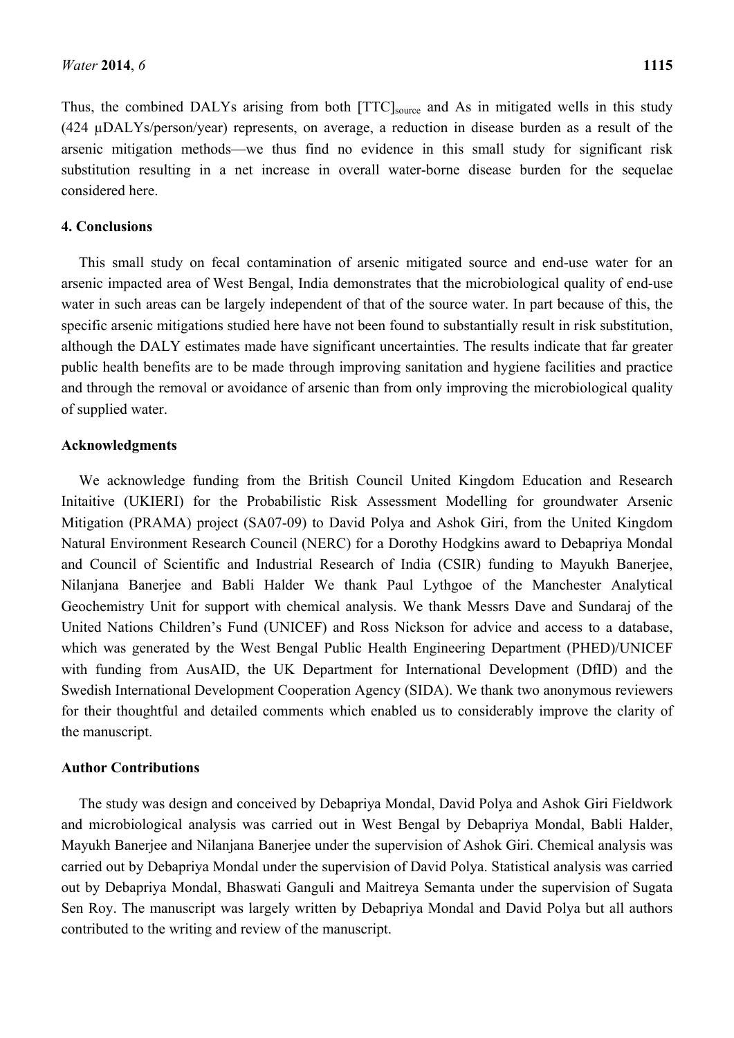Thus, the combined DALYs arising from both $[TTC]_{source}$ and As in mitigated wells in this study (424 μDALYs/person/year) represents, on average, a reduction in disease burden as a result of the arsenic mitigation methods—we thus find no evidence in this small study for significant risk substitution resulting in a net increase in overall water-borne disease burden for the sequelae considered here.

## 4. Conclusions

This small study on fecal contamination of arsenic mitigated source and end-use water for an arsenic impacted area of West Bengal, India demonstrates that the microbiological quality of end-use water in such areas can be largely independent of that of the source water. In part because of this, the specific arsenic mitigations studied here have not been found to substantially result in risk substitution, although the DALY estimates made have significant uncertainties. The results indicate that far greater public health benefits are to be made through improving sanitation and hygiene facilities and practice and through the removal or avoidance of arsenic than from only improving the microbiological quality of supplied water.

## Acknowledgments

We acknowledge funding from the British Council United Kingdom Education and Research Initaitive (UKIERI) for the Probabilistic Risk Assessment Modelling for groundwater Arsenic Mitigation (PRAMA) project (SA07-09) to David Polya and Ashok Giri, from the United Kingdom Natural Environment Research Council (NERC) for a Dorothy Hodgkins award to Debapriya Mondal and Council of Scientific and Industrial Research of India (CSIR) funding to Mayukh Banerjee, Nilanjana Banerjee and Babli Halder We thank Paul Lythgoe of the Manchester Analytical Geochemistry Unit for support with chemical analysis. We thank Messrs Dave and Sundaraj of the United Nations Children's Fund (UNICEF) and Ross Nickson for advice and access to a database, which was generated by the West Bengal Public Health Engineering Department (PHED)/UNICEF with funding from AusAID, the UK Department for International Development (DfID) and the Swedish International Development Cooperation Agency (SIDA). We thank two anonymous reviewers for their thoughtful and detailed comments which enabled us to considerably improve the clarity of the manuscript.

## Author Contributions

The study was design and conceived by Debapriya Mondal, David Polya and Ashok Giri Fieldwork and microbiological analysis was carried out in West Bengal by Debapriya Mondal, Babli Halder, Mayukh Banerjee and Nilanjana Banerjee under the supervision of Ashok Giri. Chemical analysis was carried out by Debapriya Mondal under the supervision of David Polya. Statistical analysis was carried out by Debapriya Mondal, Bhaswati Ganguli and Maitreya Semanta under the supervision of Sugata Sen Roy. The manuscript was largely written by Debapriya Mondal and David Polya but all authors contributed to the writing and review of the manuscript.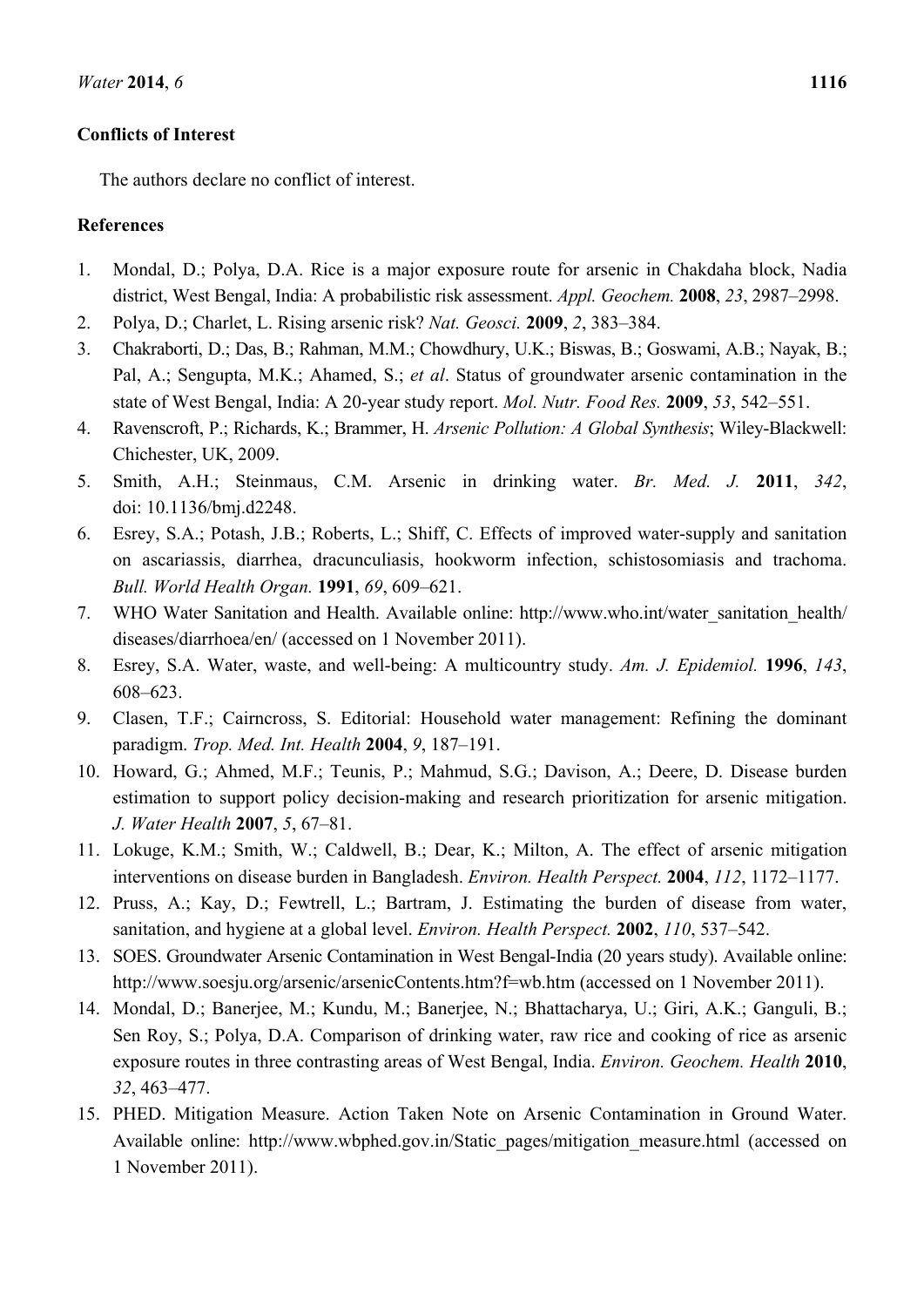## Conflicts of Interest

The authors declare no conflict of interest.

## References

1. Mondal, D.; Polya, D.A. Rice is a major exposure route for arsenic in Chakdaha block, Nadia district, West Bengal, India: A probabilistic risk assessment. *Appl. Geochem.* **2008**, *23*, 2987–2998.
2. Polya, D.; Charlet, L. Rising arsenic risk? *Nat. Geosci.* **2009**, *2*, 383–384.
3. Chakraborti, D.; Das, B.; Rahman, M.M.; Chowdhury, U.K.; Biswas, B.; Goswami, A.B.; Nayak, B.; Pal, A.; Sengupta, M.K.; Ahamed, S.; *et al*. Status of groundwater arsenic contamination in the state of West Bengal, India: A 20-year study report. *Mol. Nutr. Food Res.* **2009**, *53*, 542–551.
4. Ravenscroft, P.; Richards, K.; Brammer, H. *Arsenic Pollution: A Global Synthesis*; Wiley-Blackwell: Chichester, UK, 2009.
5. Smith, A.H.; Steinmaus, C.M. Arsenic in drinking water. *Br. Med. J.* **2011**, *342*, doi: 10.1136/bmj.d2248.
6. Esrey, S.A.; Potash, J.B.; Roberts, L.; Shiff, C. Effects of improved water-supply and sanitation on ascariassis, diarrhea, dracunculiasis, hookworm infection, schistosomiasis and trachoma. *Bull. World Health Organ.* **1991**, *69*, 609–621.
7. WHO Water Sanitation and Health. Available online: http://www.who.int/water_sanitation_health/diseases/diarrhoea/en/ (accessed on 1 November 2011).
8. Esrey, S.A. Water, waste, and well-being: A multicountry study. *Am. J. Epidemiol.* **1996**, *143*, 608–623.
9. Clasen, T.F.; Cairncross, S. Editorial: Household water management: Refining the dominant paradigm. *Trop. Med. Int. Health* **2004**, *9*, 187–191.
10. Howard, G.; Ahmed, M.F.; Teunis, P.; Mahmud, S.G.; Davison, A.; Deere, D. Disease burden estimation to support policy decision-making and research prioritization for arsenic mitigation. *J. Water Health* **2007**, *5*, 67–81.
11. Lokuge, K.M.; Smith, W.; Caldwell, B.; Dear, K.; Milton, A. The effect of arsenic mitigation interventions on disease burden in Bangladesh. *Environ. Health Perspect.* **2004**, *112*, 1172–1177.
12. Pruss, A.; Kay, D.; Fewtrell, L.; Bartram, J. Estimating the burden of disease from water, sanitation, and hygiene at a global level. *Environ. Health Perspect.* **2002**, *110*, 537–542.
13. SOES. Groundwater Arsenic Contamination in West Bengal-India (20 years study). Available online: http://www.soesju.org/arsenic/arsenicContents.htm?f=wb.htm (accessed on 1 November 2011).
14. Mondal, D.; Banerjee, M.; Kundu, M.; Banerjee, N.; Bhattacharya, U.; Giri, A.K.; Ganguli, B.; Sen Roy, S.; Polya, D.A. Comparison of drinking water, raw rice and cooking of rice as arsenic exposure routes in three contrasting areas of West Bengal, India. *Environ. Geochem. Health* **2010**, *32*, 463–477.
15. PHED. Mitigation Measure. Action Taken Note on Arsenic Contamination in Ground Water. Available online: http://www.wbphed.gov.in/Static_pages/mitigation_measure.html (accessed on 1 November 2011).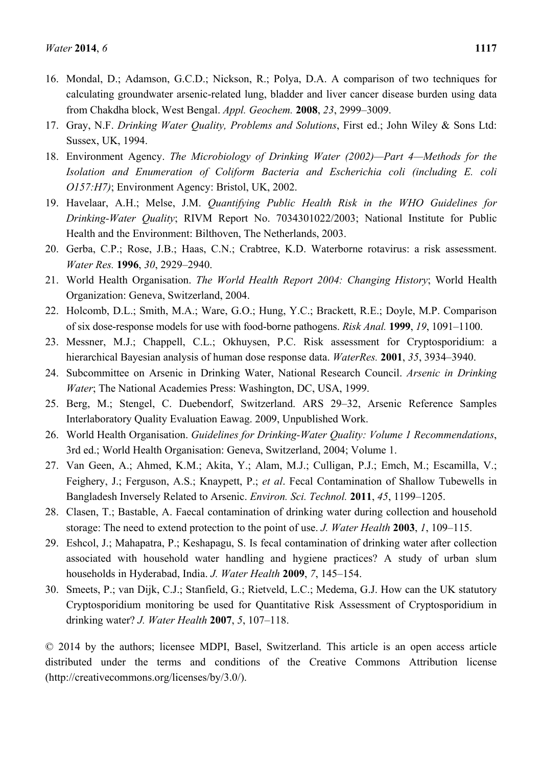16. Mondal, D.; Adamson, G.C.D.; Nickson, R.; Polya, D.A. A comparison of two techniques for calculating groundwater arsenic-related lung, bladder and liver cancer disease burden using data from Chakdha block, West Bengal. *Appl. Geochem.* **2008**, *23*, 2999–3009.
17. Gray, N.F. *Drinking Water Quality, Problems and Solutions*, First ed.; John Wiley & Sons Ltd: Sussex, UK, 1994.
18. Environment Agency. *The Microbiology of Drinking Water (2002)—Part 4—Methods for the Isolation and Enumeration of Coliform Bacteria and Escherichia coli (including E. coli O157:H7)*; Environment Agency: Bristol, UK, 2002.
19. Havelaar, A.H.; Melse, J.M. *Quantifying Public Health Risk in the WHO Guidelines for Drinking-Water Quality*; RIVM Report No. 7034301022/2003; National Institute for Public Health and the Environment: Bilthoven, The Netherlands, 2003.
20. Gerba, C.P.; Rose, J.B.; Haas, C.N.; Crabtree, K.D. Waterborne rotavirus: a risk assessment. *Water Res.* **1996**, *30*, 2929–2940.
21. World Health Organisation. *The World Health Report 2004: Changing History*; World Health Organization: Geneva, Switzerland, 2004.
22. Holcomb, D.L.; Smith, M.A.; Ware, G.O.; Hung, Y.C.; Brackett, R.E.; Doyle, M.P. Comparison of six dose-response models for use with food-borne pathogens. *Risk Anal.* **1999**, *19*, 1091–1100.
23. Messner, M.J.; Chappell, C.L.; Okhuysen, P.C. Risk assessment for Cryptosporidium: a hierarchical Bayesian analysis of human dose response data. *WaterRes.* **2001**, *35*, 3934–3940.
24. Subcommittee on Arsenic in Drinking Water, National Research Council. *Arsenic in Drinking Water*; The National Academies Press: Washington, DC, USA, 1999.
25. Berg, M.; Stengel, C. Duebendorf, Switzerland. ARS 29–32, Arsenic Reference Samples Interlaboratory Quality Evaluation Eawag. 2009, Unpublished Work.
26. World Health Organisation. *Guidelines for Drinking-Water Quality: Volume 1 Recommendations*, 3rd ed.; World Health Organisation: Geneva, Switzerland, 2004; Volume 1.
27. Van Geen, A.; Ahmed, K.M.; Akita, Y.; Alam, M.J.; Culligan, P.J.; Emch, M.; Escamilla, V.; Feighery, J.; Ferguson, A.S.; Knaypett, P.; *et al*. Fecal Contamination of Shallow Tubewells in Bangladesh Inversely Related to Arsenic. *Environ. Sci. Technol.* **2011**, *45*, 1199–1205.
28. Clasen, T.; Bastable, A. Faecal contamination of drinking water during collection and household storage: The need to extend protection to the point of use. *J. Water Health* **2003**, *1*, 109–115.
29. Eshcol, J.; Mahapatra, P.; Keshapagu, S. Is fecal contamination of drinking water after collection associated with household water handling and hygiene practices? A study of urban slum households in Hyderabad, India. *J. Water Health* **2009**, *7*, 145–154.
30. Smeets, P.; van Dijk, C.J.; Stanfield, G.; Rietveld, L.C.; Medema, G.J. How can the UK statutory Cryptosporidium monitoring be used for Quantitative Risk Assessment of Cryptosporidium in drinking water? *J. Water Health* **2007**, *5*, 107–118.

© 2014 by the authors; licensee MDPI, Basel, Switzerland. This article is an open access article distributed under the terms and conditions of the Creative Commons Attribution license (http://creativecommons.org/licenses/by/3.0/).